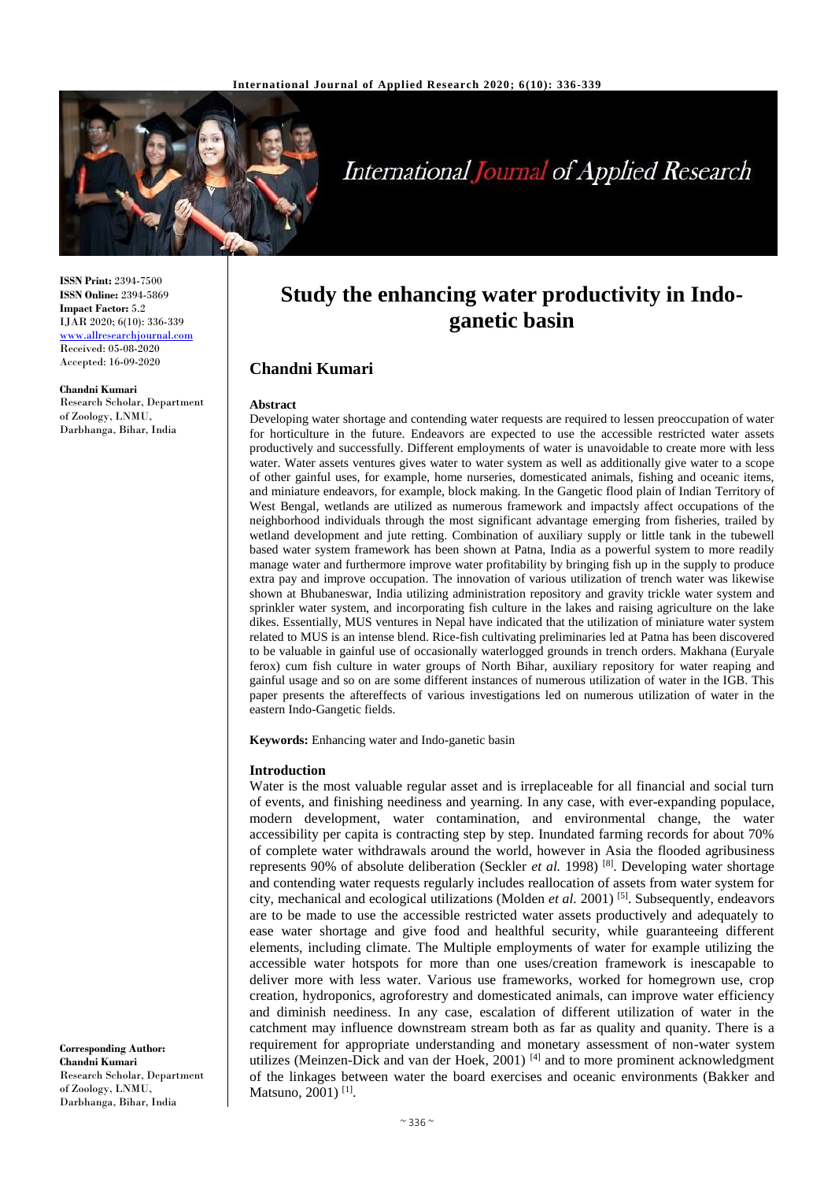**ISSN Print:** 2394-7500
**ISSN Online:** 2394-5869
**Impact Factor:** 5.2
IJAR 2020; 6(10): 336-339
www.allresearchjournal.com
Received: 05-08-2020
Accepted: 16-09-2020

**Chandni Kumari**
Research Scholar, Department of Zoology, LNMU, Darbhanga, Bihar, India

**Corresponding Author:**
**Chandni Kumari**
Research Scholar, Department of Zoology, LNMU, Darbhanga, Bihar, India

# Study the enhancing water productivity in Indo-ganetic basin

## Chandni Kumari

### Abstract

Developing water shortage and contending water requests are required to lessen preoccupation of water for horticulture in the future. Endeavors are expected to use the accessible restricted water assets productively and successfully. Different employments of water is unavoidable to create more with less water. Water assets ventures gives water to water system as well as additionally give water to a scope of other gainful uses, for example, home nurseries, domesticated animals, fishing and oceanic items, and miniature endeavors, for example, block making. In the Gangetic flood plain of Indian Territory of West Bengal, wetlands are utilized as numerous framework and impactsly affect occupations of the neighborhood individuals through the most significant advantage emerging from fisheries, trailed by wetland development and jute retting. Combination of auxiliary supply or little tank in the tubewell based water system framework has been shown at Patna, India as a powerful system to more readily manage water and furthermore improve water profitability by bringing fish up in the supply to produce extra pay and improve occupation. The innovation of various utilization of trench water was likewise shown at Bhubaneswar, India utilizing administration repository and gravity trickle water system and sprinkler water system, and incorporating fish culture in the lakes and raising agriculture on the lake dikes. Essentially, MUS ventures in Nepal have indicated that the utilization of miniature water system related to MUS is an intense blend. Rice-fish cultivating preliminaries led at Patna has been discovered to be valuable in gainful use of occasionally waterlogged grounds in trench orders. Makhana (Euryale ferox) cum fish culture in water groups of North Bihar, auxiliary repository for water reaping and gainful usage and so on are some different instances of numerous utilization of water in the IGB. This paper presents the aftereffects of various investigations led on numerous utilization of water in the eastern Indo-Gangetic fields.

**Keywords:** Enhancing water and Indo-ganetic basin

### Introduction

Water is the most valuable regular asset and is irreplaceable for all financial and social turn of events, and finishing neediness and yearning. In any case, with ever-expanding populace, modern development, water contamination, and environmental change, the water accessibility per capita is contracting step by step. Inundated farming records for about 70% of complete water withdrawals around the world, however in Asia the flooded agribusiness represents 90% of absolute deliberation (Seckler *et al.* 1998) [8]. Developing water shortage and contending water requests regularly includes reallocation of assets from water system for city, mechanical and ecological utilizations (Molden *et al.* 2001) [5]. Subsequently, endeavors are to be made to use the accessible restricted water assets productively and adequately to ease water shortage and give food and healthful security, while guaranteeing different elements, including climate. The Multiple employments of water for example utilizing the accessible water hotspots for more than one uses/creation framework is inescapable to deliver more with less water. Various use frameworks, worked for homegrown use, crop creation, hydroponics, agroforestry and domesticated animals, can improve water efficiency and diminish neediness. In any case, escalation of different utilization of water in the catchment may influence downstream stream both as far as quality and quanity. There is a requirement for appropriate understanding and monetary assessment of non-water system utilizes (Meinzen-Dick and van der Hoek, 2001) [4] and to more prominent acknowledgment of the linkages between water the board exercises and oceanic environments (Bakker and Matsuno, 2001) [1].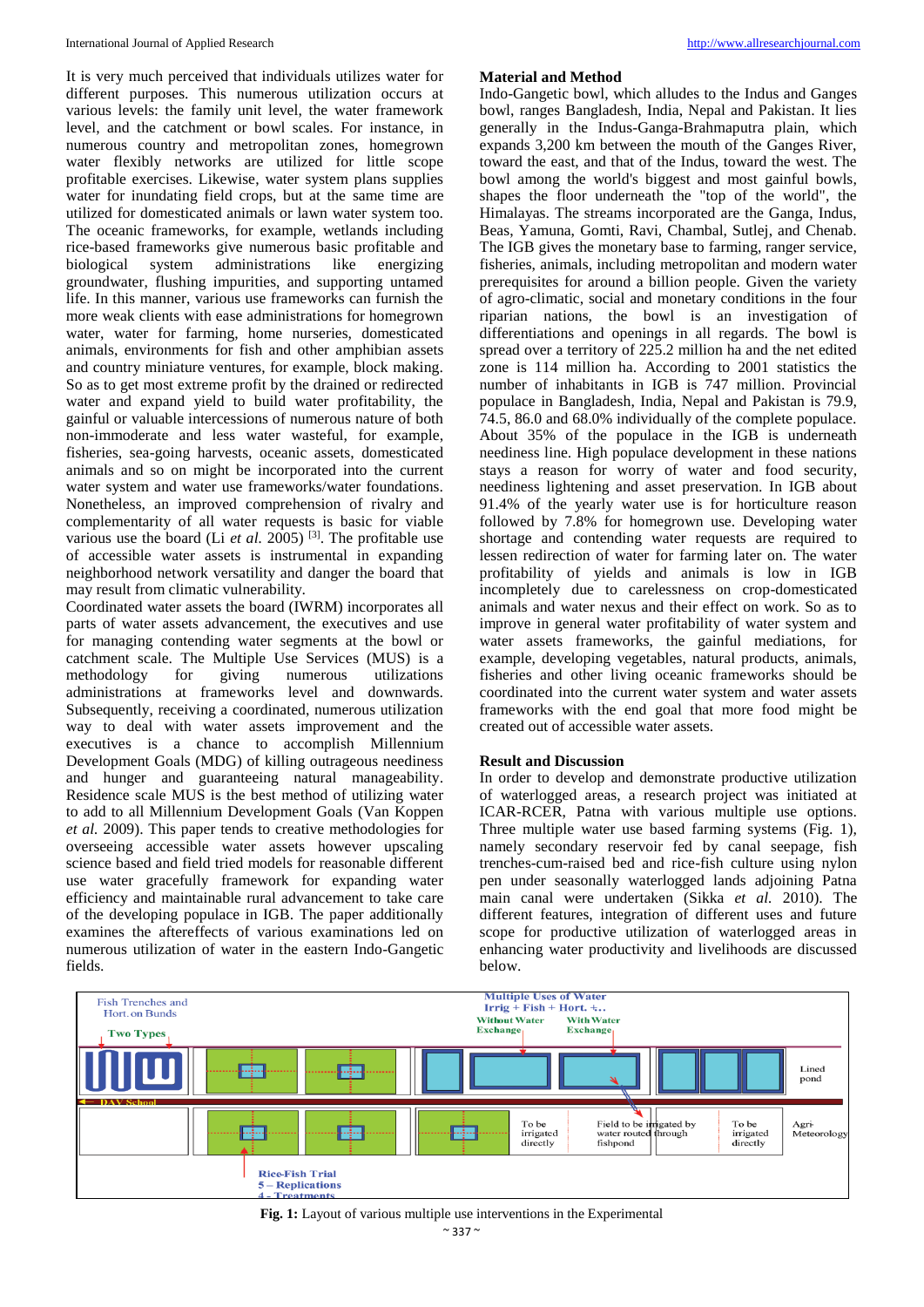It is very much perceived that individuals utilizes water for different purposes. This numerous utilization occurs at various levels: the family unit level, the water framework level, and the catchment or bowl scales. For instance, in numerous country and metropolitan zones, homegrown water flexibly networks are utilized for little scope profitable exercises. Likewise, water system plans supplies water for inundating field crops, but at the same time are utilized for domesticated animals or lawn water system too. The oceanic frameworks, for example, wetlands including rice-based frameworks give numerous basic profitable and biological system administrations like energizing groundwater, flushing impurities, and supporting untamed life. In this manner, various use frameworks can furnish the more weak clients with ease administrations for homegrown water, water for farming, home nurseries, domesticated animals, environments for fish and other amphibian assets and country miniature ventures, for example, block making. So as to get most extreme profit by the drained or redirected water and expand yield to build water profitability, the gainful or valuable intercessions of numerous nature of both non-immoderate and less water wasteful, for example, fisheries, sea-going harvests, oceanic assets, domesticated animals and so on might be incorporated into the current water system and water use frameworks/water foundations. Nonetheless, an improved comprehension of rivalry and complementarity of all water requests is basic for viable various use the board (Li *et al.* 2005) [3]. The profitable use of accessible water assets is instrumental in expanding neighborhood network versatility and danger the board that may result from climatic vulnerability.

Coordinated water assets the board (IWRM) incorporates all parts of water assets advancement, the executives and use for managing contending water segments at the bowl or catchment scale. The Multiple Use Services (MUS) is a methodology for giving numerous utilizations administrations at frameworks level and downwards. Subsequently, receiving a coordinated, numerous utilization way to deal with water assets improvement and the executives is a chance to accomplish Millennium Development Goals (MDG) of killing outrageous neediness and hunger and guaranteeing natural manageability. Residence scale MUS is the best method of utilizing water to add to all Millennium Development Goals (Van Koppen *et al.* 2009). This paper tends to creative methodologies for overseeing accessible water assets however upscaling science based and field tried models for reasonable different use water gracefully framework for expanding water efficiency and maintainable rural advancement to take care of the developing populace in IGB. The paper additionally examines the aftereffects of various examinations led on numerous utilization of water in the eastern Indo-Gangetic fields.

## Material and Method

Indo-Gangetic bowl, which alludes to the Indus and Ganges bowl, ranges Bangladesh, India, Nepal and Pakistan. It lies generally in the Indus-Ganga-Brahmaputra plain, which expands 3,200 km between the mouth of the Ganges River, toward the east, and that of the Indus, toward the west. The bowl among the world's biggest and most gainful bowls, shapes the floor underneath the "top of the world", the Himalayas. The streams incorporated are the Ganga, Indus, Beas, Yamuna, Gomti, Ravi, Chambal, Sutlej, and Chenab. The IGB gives the monetary base to farming, ranger service, fisheries, animals, including metropolitan and modern water prerequisites for around a billion people. Given the variety of agro-climatic, social and monetary conditions in the four riparian nations, the bowl is an investigation of differentiations and openings in all regards. The bowl is spread over a territory of 225.2 million ha and the net edited zone is 114 million ha. According to 2001 statistics the number of inhabitants in IGB is 747 million. Provincial populace in Bangladesh, India, Nepal and Pakistan is 79.9, 74.5, 86.0 and 68.0% individually of the complete populace. About 35% of the populace in the IGB is underneath neediness line. High populace development in these nations stays a reason for worry of water and food security, neediness lightening and asset preservation. In IGB about 91.4% of the yearly water use is for horticulture reason followed by 7.8% for homegrown use. Developing water shortage and contending water requests are required to lessen redirection of water for farming later on. The water profitability of yields and animals is low in IGB incompletely due to carelessness on crop-domesticated animals and water nexus and their effect on work. So as to improve in general water profitability of water system and water assets frameworks, the gainful mediations, for example, developing vegetables, natural products, animals, fisheries and other living oceanic frameworks should be coordinated into the current water system and water assets frameworks with the end goal that more food might be created out of accessible water assets.

## Result and Discussion

In order to develop and demonstrate productive utilization of waterlogged areas, a research project was initiated at ICAR-RCER, Patna with various multiple use options. Three multiple water use based farming systems (Fig. 1), namely secondary reservoir fed by canal seepage, fish trenches-cum-raised bed and rice-fish culture using nylon pen under seasonally waterlogged lands adjoining Patna main canal were undertaken (Sikka *et al.* 2010). The different features, integration of different uses and future scope for productive utilization of waterlogged areas in enhancing water productivity and livelihoods are discussed below.

**Fig. 1:** Layout of various multiple use interventions in the Experimental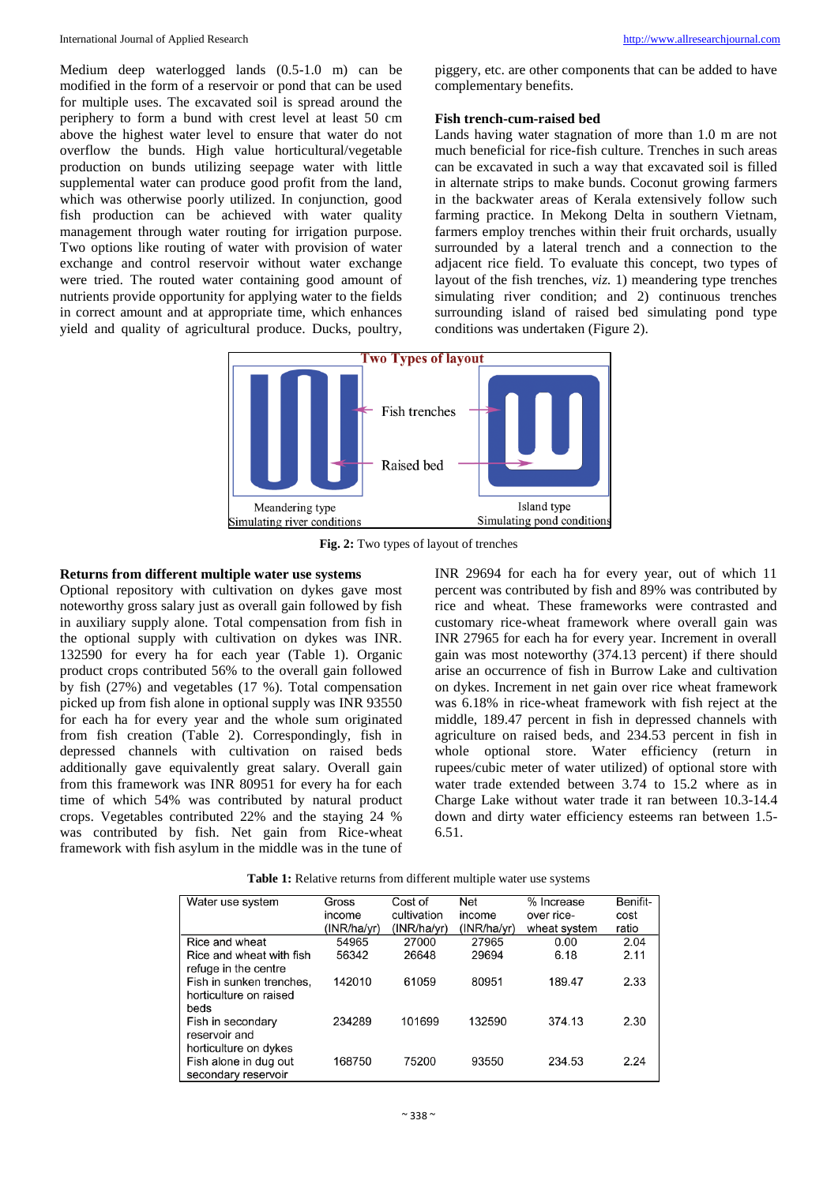Medium deep waterlogged lands (0.5-1.0 m) can be modified in the form of a reservoir or pond that can be used for multiple uses. The excavated soil is spread around the periphery to form a bund with crest level at least 50 cm above the highest water level to ensure that water do not overflow the bunds. High value horticultural/vegetable production on bunds utilizing seepage water with little supplemental water can produce good profit from the land, which was otherwise poorly utilized. In conjunction, good fish production can be achieved with water quality management through water routing for irrigation purpose. Two options like routing of water with provision of water exchange and control reservoir without water exchange were tried. The routed water containing good amount of nutrients provide opportunity for applying water to the fields in correct amount and at appropriate time, which enhances yield and quality of agricultural produce. Ducks, poultry, piggery, etc. are other components that can be added to have complementary benefits.

### Fish trench-cum-raised bed

Lands having water stagnation of more than 1.0 m are not much beneficial for rice-fish culture. Trenches in such areas can be excavated in such a way that excavated soil is filled in alternate strips to make bunds. Coconut growing farmers in the backwater areas of Kerala extensively follow such farming practice. In Mekong Delta in southern Vietnam, farmers employ trenches within their fruit orchards, usually surrounded by a lateral trench and a connection to the adjacent rice field. To evaluate this concept, two types of layout of the fish trenches, *viz.* 1) meandering type trenches simulating river condition; and 2) continuous trenches surrounding island of raised bed simulating pond type conditions was undertaken (Figure 2).

**Fig. 2:** Two types of layout of trenches

### Returns from different multiple water use systems

Optional repository with cultivation on dykes gave most noteworthy gross salary just as overall gain followed by fish in auxiliary supply alone. Total compensation from fish in the optional supply with cultivation on dykes was INR. 132590 for every ha for each year (Table 1). Organic product crops contributed 56% to the overall gain followed by fish (27%) and vegetables (17 %). Total compensation picked up from fish alone in optional supply was INR 93550 for each ha for every year and the whole sum originated from fish creation (Table 2). Correspondingly, fish in depressed channels with cultivation on raised beds additionally gave equivalently great salary. Overall gain from this framework was INR 80951 for every ha for each time of which 54% was contributed by natural product crops. Vegetables contributed 22% and the staying 24 % was contributed by fish. Net gain from Rice-wheat framework with fish asylum in the middle was in the tune of INR 29694 for each ha for every year, out of which 11 percent was contributed by fish and 89% was contributed by rice and wheat. These frameworks were contrasted and customary rice-wheat framework where overall gain was INR 27965 for each ha for every year. Increment in overall gain was most noteworthy (374.13 percent) if there should arise an occurrence of fish in Burrow Lake and cultivation on dykes. Increment in net gain over rice wheat framework was 6.18% in rice-wheat framework with fish reject at the middle, 189.47 percent in fish in depressed channels with agriculture on raised beds, and 234.53 percent in fish in whole optional store. Water efficiency (return in rupees/cubic meter of water utilized) of optional store with water trade extended between 3.74 to 15.2 where as in Charge Lake without water trade it ran between 10.3-14.4 down and dirty water efficiency esteems ran between 1.5-6.51.

**Table 1:** Relative returns from different multiple water use systems

| Water use system | Gross income (INR/ha/yr) | Cost of cultivation (INR/ha/yr) | Net income (INR/ha/yr) | % Increase over rice-wheat system | Benifit-cost ratio |
|---|---|---|---|---|---|
| Rice and wheat | 54965 | 27000 | 27965 | 0.00 | 2.04 |
| Rice and wheat with fish refuge in the centre | 56342 | 26648 | 29694 | 6.18 | 2.11 |
| Fish in sunken trenches, horticulture on raised beds | 142010 | 61059 | 80951 | 189.47 | 2.33 |
| Fish in secondary reservoir and horticulture on dykes | 234289 | 101699 | 132590 | 374.13 | 2.30 |
| Fish alone in dug out secondary reservoir | 168750 | 75200 | 93550 | 234.53 | 2.24 |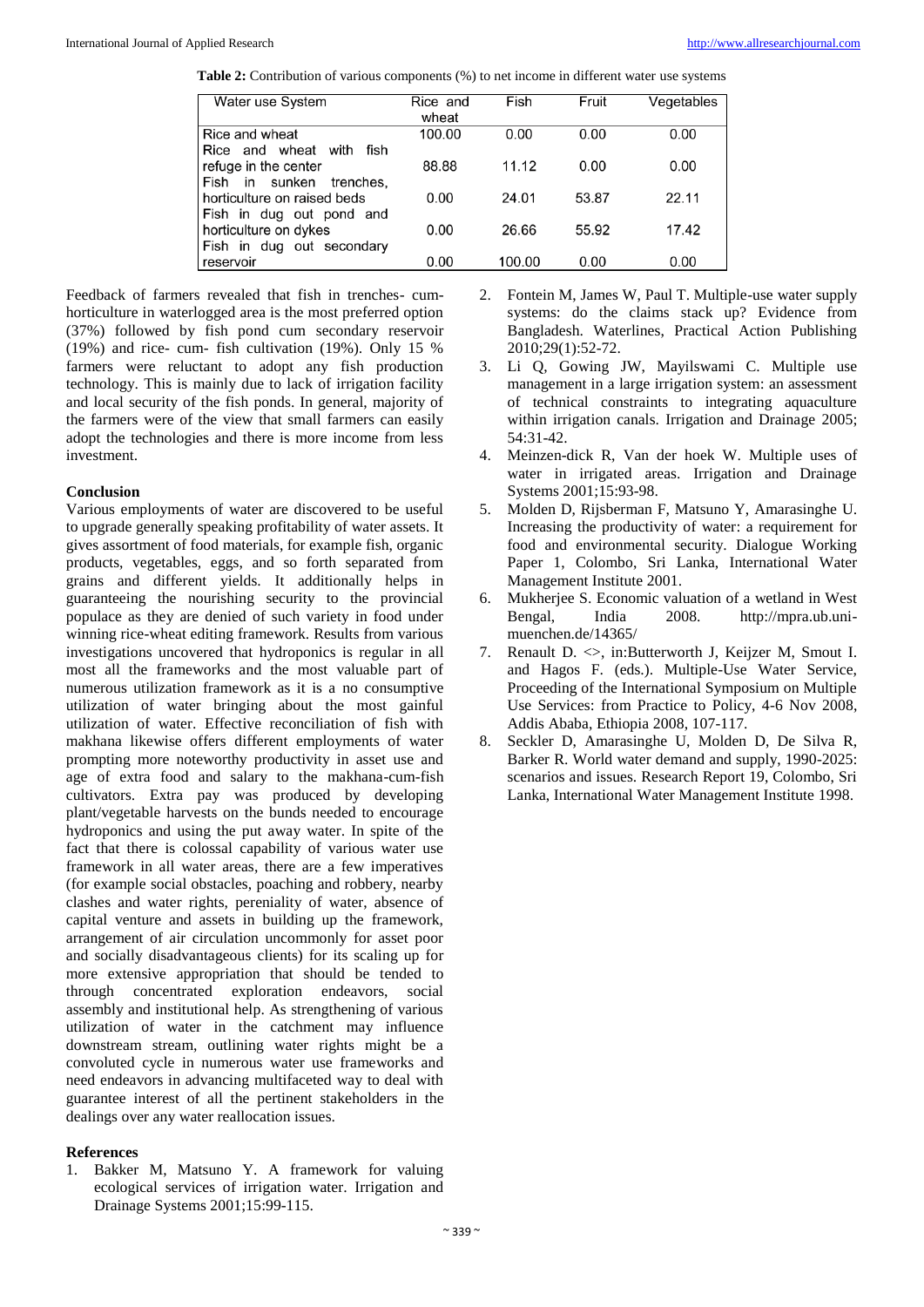**Table 2:** Contribution of various components (%) to net income in different water use systems

| Water use System | Rice and wheat | Fish | Fruit | Vegetables |
|---|---|---|---|---|
| Rice and wheat | 100.00 | 0.00 | 0.00 | 0.00 |
| Rice and wheat with fish refuge in the center | 88.88 | 11.12 | 0.00 | 0.00 |
| Fish in sunken trenches, horticulture on raised beds | 0.00 | 24.01 | 53.87 | 22.11 |
| Fish in dug out pond and horticulture on dykes | 0.00 | 26.66 | 55.92 | 17.42 |
| Fish in dug out secondary reservoir | 0.00 | 100.00 | 0.00 | 0.00 |

Feedback of farmers revealed that fish in trenches- cum-horticulture in waterlogged area is the most preferred option (37%) followed by fish pond cum secondary reservoir (19%) and rice- cum- fish cultivation (19%). Only 15 % farmers were reluctant to adopt any fish production technology. This is mainly due to lack of irrigation facility and local security of the fish ponds. In general, majority of the farmers were of the view that small farmers can easily adopt the technologies and there is more income from less investment.

## Conclusion

Various employments of water are discovered to be useful to upgrade generally speaking profitability of water assets. It gives assortment of food materials, for example fish, organic products, vegetables, eggs, and so forth separated from grains and different yields. It additionally helps in guaranteeing the nourishing security to the provincial populace as they are denied of such variety in food under winning rice-wheat editing framework. Results from various investigations uncovered that hydroponics is regular in all most all the frameworks and the most valuable part of numerous utilization framework as it is a no consumptive utilization of water bringing about the most gainful utilization of water. Effective reconciliation of fish with makhana likewise offers different employments of water prompting more noteworthy productivity in asset use and age of extra food and salary to the makhana-cum-fish cultivators. Extra pay was produced by developing plant/vegetable harvests on the bunds needed to encourage hydroponics and using the put away water. In spite of the fact that there is colossal capability of various water use framework in all water areas, there are a few imperatives (for example social obstacles, poaching and robbery, nearby clashes and water rights, pereniality of water, absence of capital venture and assets in building up the framework, arrangement of air circulation uncommonly for asset poor and socially disadvantageous clients) for its scaling up for more extensive appropriation that should be tended to through concentrated exploration endeavors, social assembly and institutional help. As strengthening of various utilization of water in the catchment may influence downstream stream, outlining water rights might be a convoluted cycle in numerous water use frameworks and need endeavors in advancing multifaceted way to deal with guarantee interest of all the pertinent stakeholders in the dealings over any water reallocation issues.

## References

1. Bakker M, Matsuno Y. A framework for valuing ecological services of irrigation water. Irrigation and Drainage Systems 2001;15:99-115.
2. Fontein M, James W, Paul T. Multiple-use water supply systems: do the claims stack up? Evidence from Bangladesh. Waterlines, Practical Action Publishing 2010;29(1):52-72.
3. Li Q, Gowing JW, Mayilswami C. Multiple use management in a large irrigation system: an assessment of technical constraints to integrating aquaculture within irrigation canals. Irrigation and Drainage 2005; 54:31-42.
4. Meinzen-dick R, Van der hoek W. Multiple uses of water in irrigated areas. Irrigation and Drainage Systems 2001;15:93-98.
5. Molden D, Rijsberman F, Matsuno Y, Amarasinghe U. Increasing the productivity of water: a requirement for food and environmental security. Dialogue Working Paper 1, Colombo, Sri Lanka, International Water Management Institute 2001.
6. Mukherjee S. Economic valuation of a wetland in West Bengal, India 2008. http://mpra.ub.uni-muenchen.de/14365/
7. Renault D. <>, in:Butterworth J, Keijzer M, Smout I. and Hagos F. (eds.). Multiple-Use Water Service, Proceeding of the International Symposium on Multiple Use Services: from Practice to Policy, 4-6 Nov 2008, Addis Ababa, Ethiopia 2008, 107-117.
8. Seckler D, Amarasinghe U, Molden D, De Silva R, Barker R. World water demand and supply, 1990-2025: scenarios and issues. Research Report 19, Colombo, Sri Lanka, International Water Management Institute 1998.